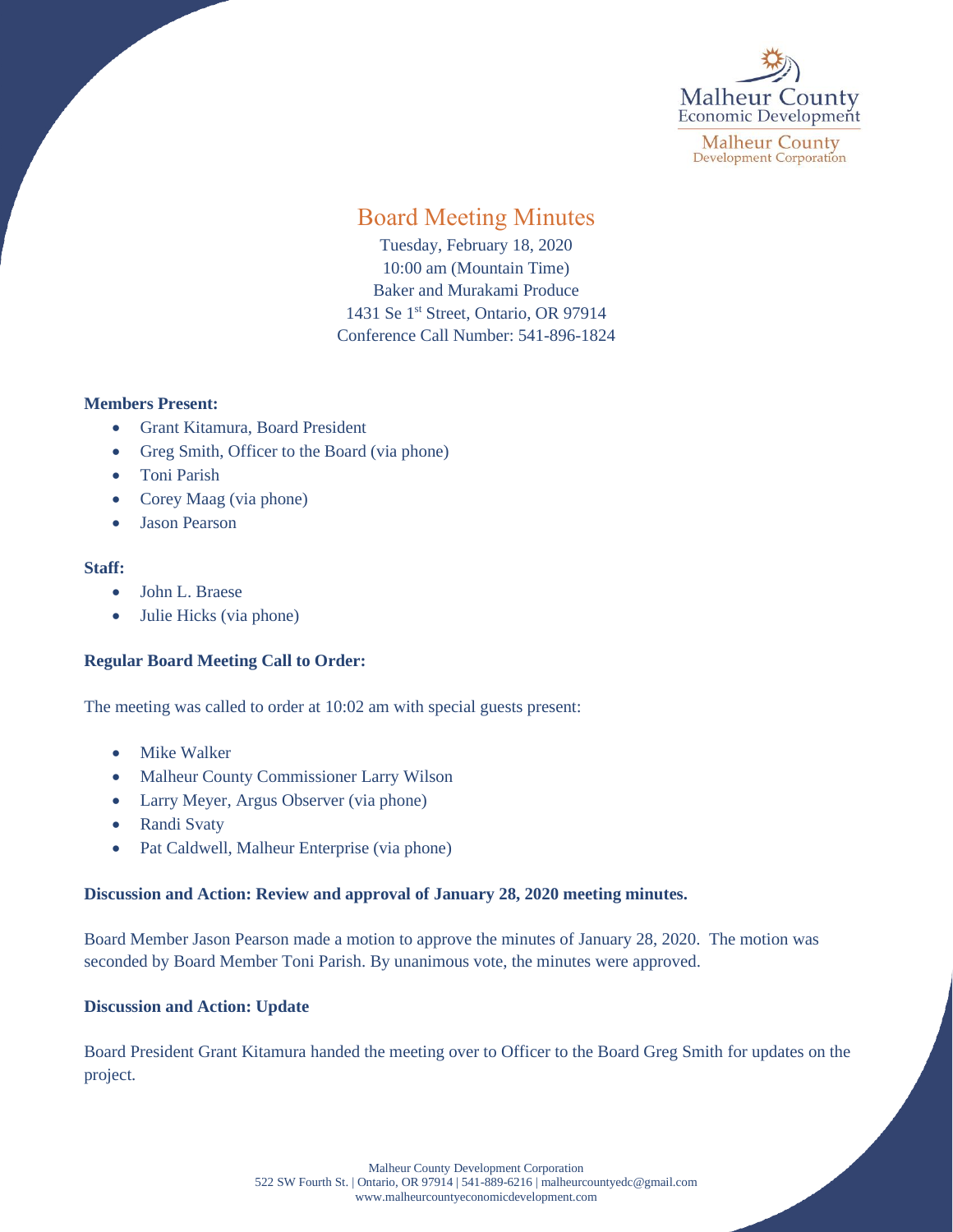Malheur County Economic Development
Malheur County Development Corporation

# Board Meeting Minutes

Tuesday, February 18, 2020
10:00 am (Mountain Time)
Baker and Murakami Produce
1431 Se 1st Street, Ontario, OR 97914
Conference Call Number: 541-896-1824

**Members Present:**

- Grant Kitamura, Board President
- Greg Smith, Officer to the Board (via phone)
- Toni Parish
- Corey Maag (via phone)
- Jason Pearson

**Staff:**

- John L. Braese
- Julie Hicks (via phone)

**Regular Board Meeting Call to Order:**

The meeting was called to order at 10:02 am with special guests present:

- Mike Walker
- Malheur County Commissioner Larry Wilson
- Larry Meyer, Argus Observer (via phone)
- Randi Svaty
- Pat Caldwell, Malheur Enterprise (via phone)

**Discussion and Action: Review and approval of January 28, 2020 meeting minutes.**

Board Member Jason Pearson made a motion to approve the minutes of January 28, 2020. The motion was seconded by Board Member Toni Parish. By unanimous vote, the minutes were approved.

**Discussion and Action: Update**

Board President Grant Kitamura handed the meeting over to Officer to the Board Greg Smith for updates on the project.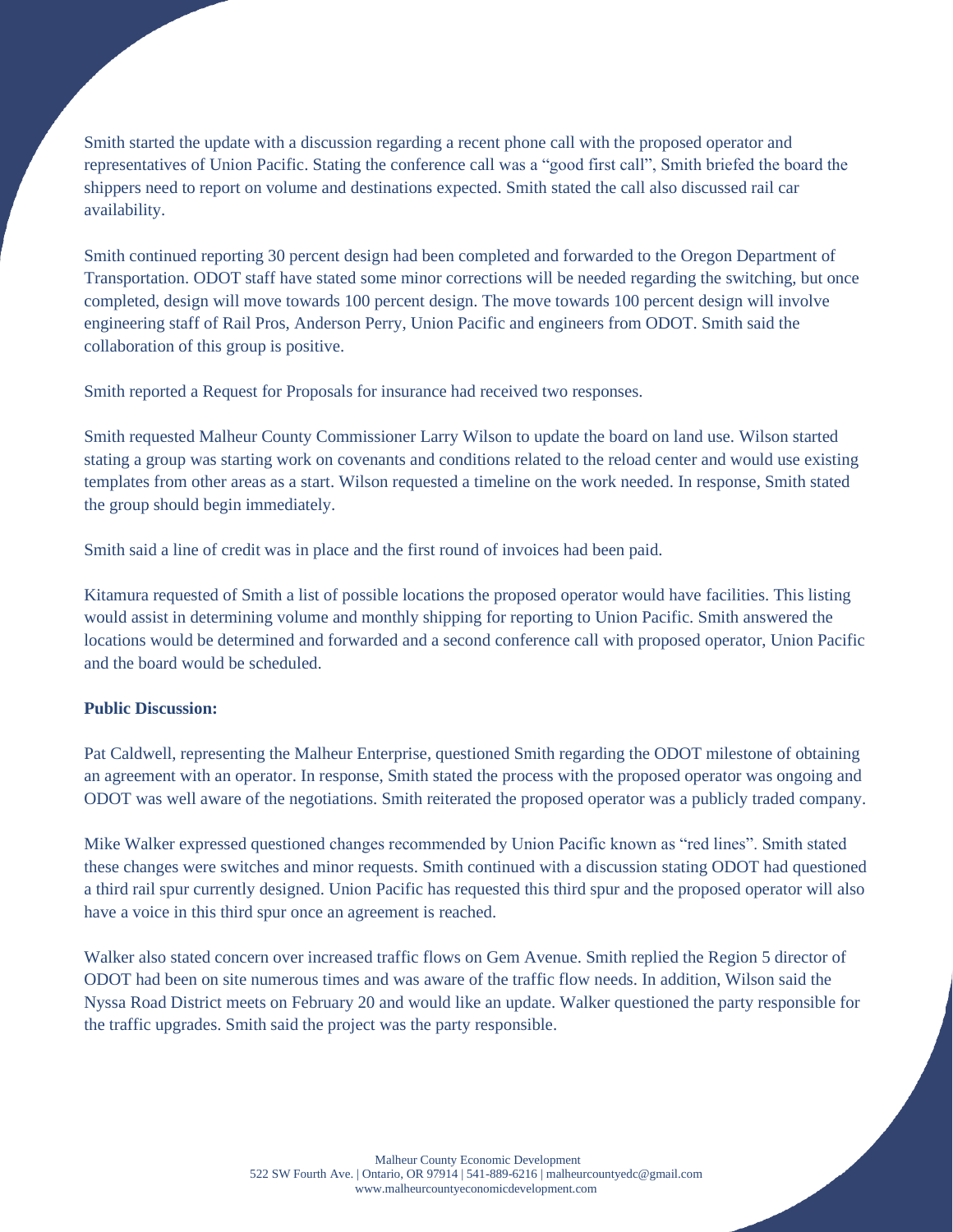Smith started the update with a discussion regarding a recent phone call with the proposed operator and representatives of Union Pacific. Stating the conference call was a "good first call", Smith briefed the board the shippers need to report on volume and destinations expected. Smith stated the call also discussed rail car availability.

Smith continued reporting 30 percent design had been completed and forwarded to the Oregon Department of Transportation. ODOT staff have stated some minor corrections will be needed regarding the switching, but once completed, design will move towards 100 percent design. The move towards 100 percent design will involve engineering staff of Rail Pros, Anderson Perry, Union Pacific and engineers from ODOT. Smith said the collaboration of this group is positive.

Smith reported a Request for Proposals for insurance had received two responses.

Smith requested Malheur County Commissioner Larry Wilson to update the board on land use. Wilson started stating a group was starting work on covenants and conditions related to the reload center and would use existing templates from other areas as a start. Wilson requested a timeline on the work needed. In response, Smith stated the group should begin immediately.

Smith said a line of credit was in place and the first round of invoices had been paid.

Kitamura requested of Smith a list of possible locations the proposed operator would have facilities. This listing would assist in determining volume and monthly shipping for reporting to Union Pacific. Smith answered the locations would be determined and forwarded and a second conference call with proposed operator, Union Pacific and the board would be scheduled.

**Public Discussion:**

Pat Caldwell, representing the Malheur Enterprise, questioned Smith regarding the ODOT milestone of obtaining an agreement with an operator. In response, Smith stated the process with the proposed operator was ongoing and ODOT was well aware of the negotiations. Smith reiterated the proposed operator was a publicly traded company.

Mike Walker expressed questioned changes recommended by Union Pacific known as "red lines". Smith stated these changes were switches and minor requests. Smith continued with a discussion stating ODOT had questioned a third rail spur currently designed. Union Pacific has requested this third spur and the proposed operator will also have a voice in this third spur once an agreement is reached.

Walker also stated concern over increased traffic flows on Gem Avenue. Smith replied the Region 5 director of ODOT had been on site numerous times and was aware of the traffic flow needs. In addition, Wilson said the Nyssa Road District meets on February 20 and would like an update. Walker questioned the party responsible for the traffic upgrades. Smith said the project was the party responsible.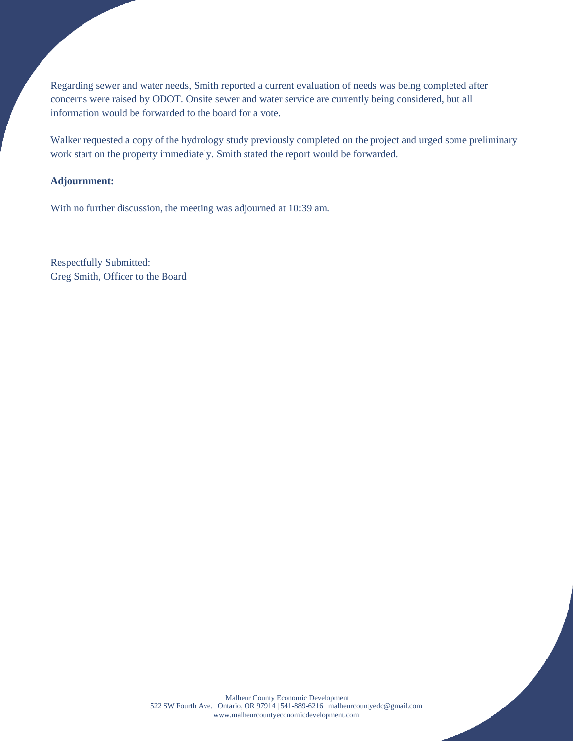Regarding sewer and water needs, Smith reported a current evaluation of needs was being completed after concerns were raised by ODOT. Onsite sewer and water service are currently being considered, but all information would be forwarded to the board for a vote.

Walker requested a copy of the hydrology study previously completed on the project and urged some preliminary work start on the property immediately. Smith stated the report would be forwarded.

**Adjournment:**

With no further discussion, the meeting was adjourned at 10:39 am.

Respectfully Submitted:
Greg Smith, Officer to the Board